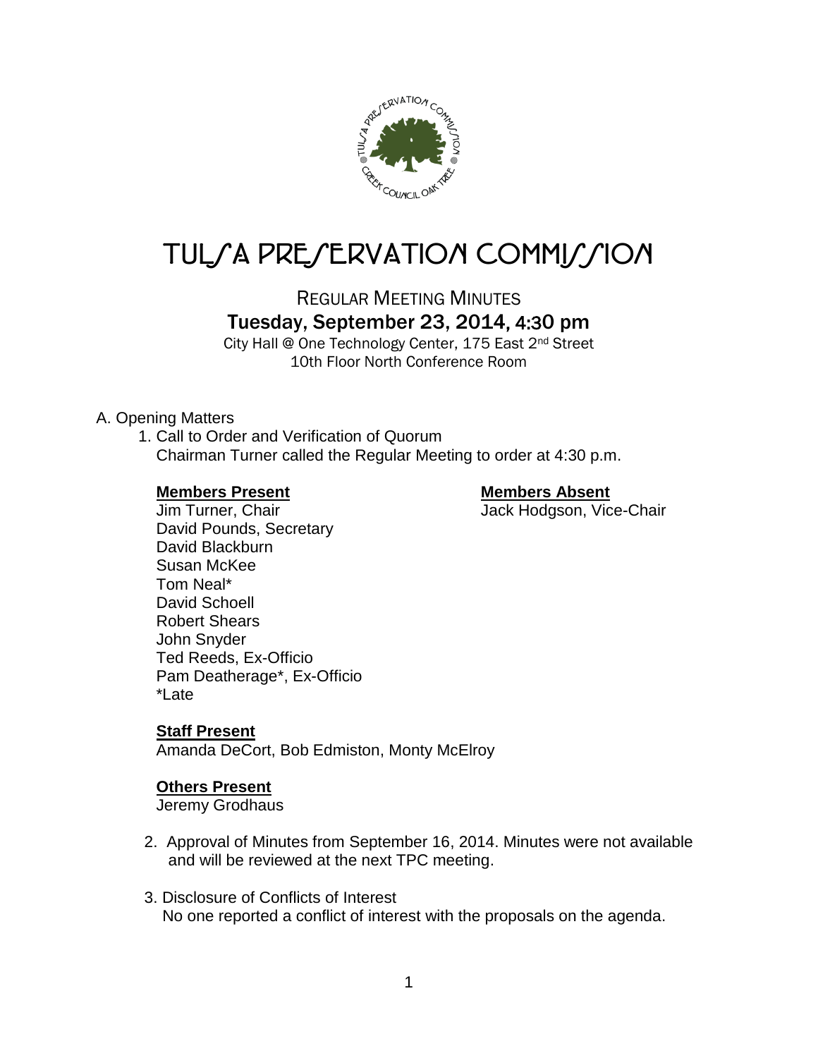# TULSA PRESERVATION COMMISSION

## REGULAR MEETING MINUTES

### Tuesday, September 23, 2014, 4:30 pm

City Hall @ One Technology Center, 175 East 2nd Street
10th Floor North Conference Room

A. Opening Matters

1. Call to Order and Verification of Quorum
   Chairman Turner called the Regular Meeting to order at 4:30 p.m.

   **Members Present**
   Jim Turner, Chair
   David Pounds, Secretary
   David Blackburn
   Susan McKee
   Tom Neal*
   David Schoell
   Robert Shears
   John Snyder
   Ted Reeds, Ex-Officio
   Pam Deatherage*, Ex-Officio
   *Late

   **Members Absent**
   Jack Hodgson, Vice-Chair

   **Staff Present**
   Amanda DeCort, Bob Edmiston, Monty McElroy

   **Others Present**
   Jeremy Grodhaus

2. Approval of Minutes from September 16, 2014. Minutes were not available and will be reviewed at the next TPC meeting.

3. Disclosure of Conflicts of Interest
   No one reported a conflict of interest with the proposals on the agenda.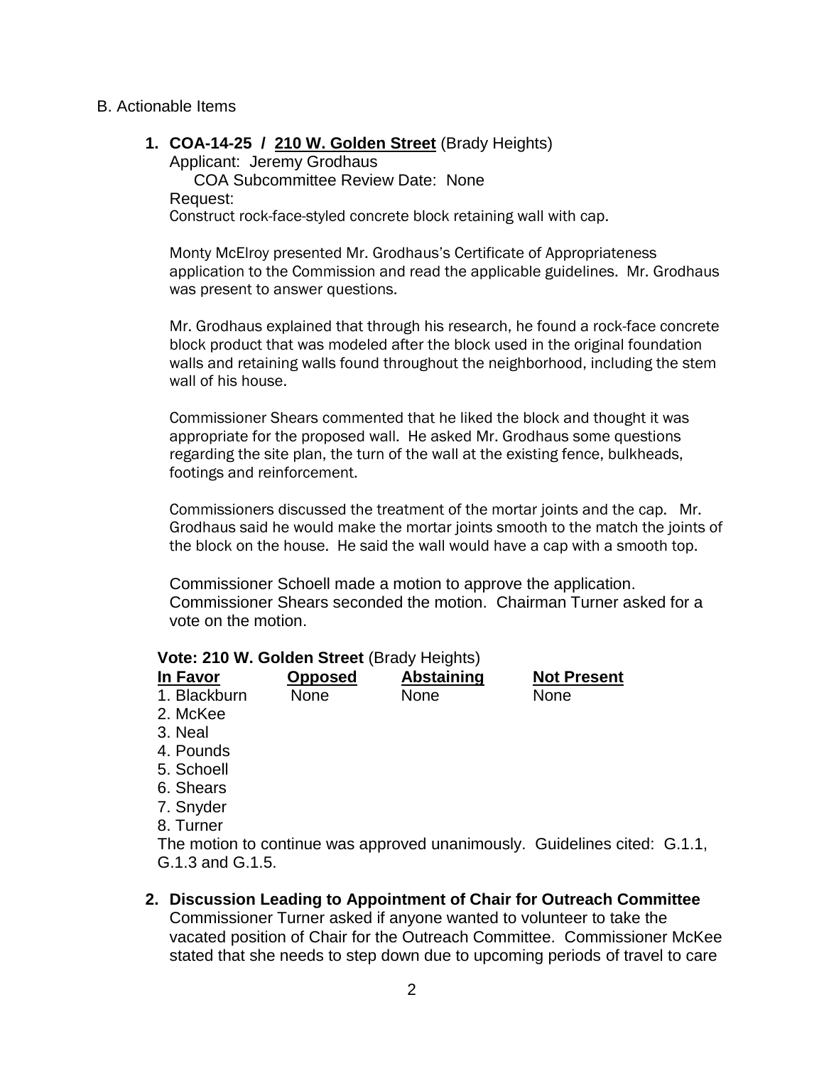B. Actionable Items

1. **COA-14-25 / 210 W. Golden Street** (Brady Heights)
   Applicant: Jeremy Grodhaus
   COA Subcommittee Review Date: None
   Request:
   Construct rock-face-styled concrete block retaining wall with cap.

   Monty McElroy presented Mr. Grodhaus's Certificate of Appropriateness application to the Commission and read the applicable guidelines. Mr. Grodhaus was present to answer questions.

   Mr. Grodhaus explained that through his research, he found a rock-face concrete block product that was modeled after the block used in the original foundation walls and retaining walls found throughout the neighborhood, including the stem wall of his house.

   Commissioner Shears commented that he liked the block and thought it was appropriate for the proposed wall. He asked Mr. Grodhaus some questions regarding the site plan, the turn of the wall at the existing fence, bulkheads, footings and reinforcement.

   Commissioners discussed the treatment of the mortar joints and the cap. Mr. Grodhaus said he would make the mortar joints smooth to the match the joints of the block on the house. He said the wall would have a cap with a smooth top.

   Commissioner Schoell made a motion to approve the application. Commissioner Shears seconded the motion. Chairman Turner asked for a vote on the motion.

   **Vote: 210 W. Golden Street** (Brady Heights)

   | In Favor | Opposed | Abstaining | Not Present |
   |---|---|---|---|
   | 1. Blackburn | None | None | None |
   | 2. McKee | | | |
   | 3. Neal | | | |
   | 4. Pounds | | | |
   | 5. Schoell | | | |
   | 6. Shears | | | |
   | 7. Snyder | | | |
   | 8. Turner | | | |

   The motion to continue was approved unanimously. Guidelines cited: G.1.1, G.1.3 and G.1.5.

2. **Discussion Leading to Appointment of Chair for Outreach Committee**
   Commissioner Turner asked if anyone wanted to volunteer to take the vacated position of Chair for the Outreach Committee. Commissioner McKee stated that she needs to step down due to upcoming periods of travel to care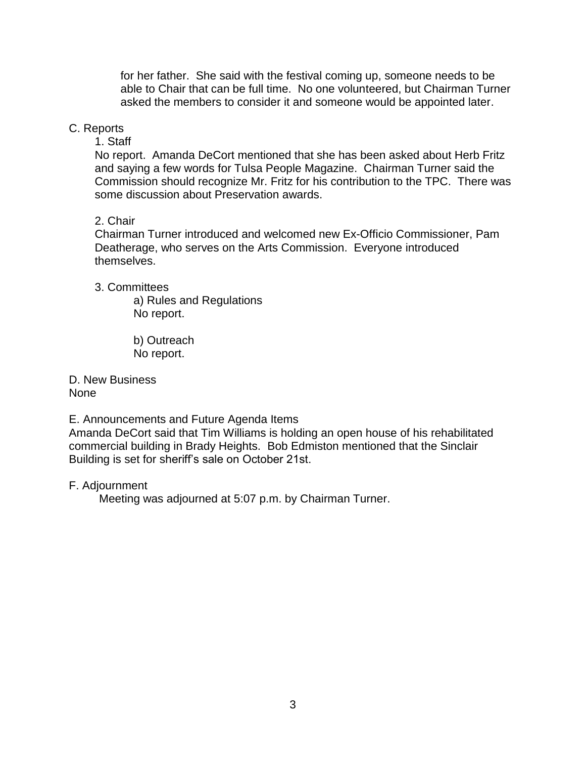for her father. She said with the festival coming up, someone needs to be able to Chair that can be full time. No one volunteered, but Chairman Turner asked the members to consider it and someone would be appointed later.

C. Reports

1. Staff

No report. Amanda DeCort mentioned that she has been asked about Herb Fritz and saying a few words for Tulsa People Magazine. Chairman Turner said the Commission should recognize Mr. Fritz for his contribution to the TPC. There was some discussion about Preservation awards.

2. Chair

Chairman Turner introduced and welcomed new Ex-Officio Commissioner, Pam Deatherage, who serves on the Arts Commission. Everyone introduced themselves.

3. Committees

a) Rules and Regulations
No report.

b) Outreach
No report.

D. New Business
None

E. Announcements and Future Agenda Items
Amanda DeCort said that Tim Williams is holding an open house of his rehabilitated commercial building in Brady Heights. Bob Edmiston mentioned that the Sinclair Building is set for sheriff's sale on October 21st.

F. Adjournment

Meeting was adjourned at 5:07 p.m. by Chairman Turner.